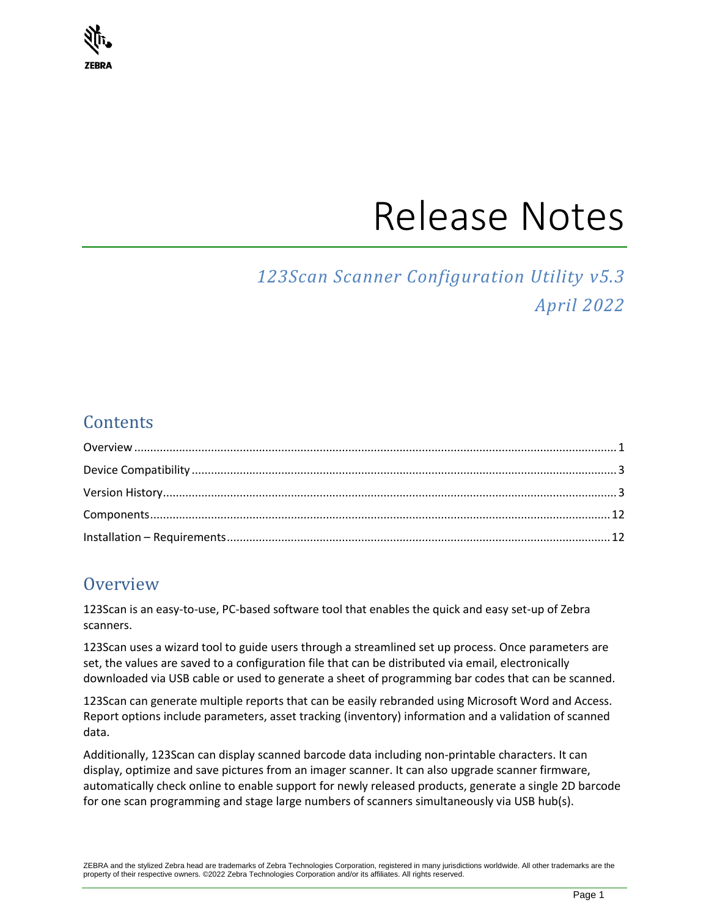ZEBRA

# Release Notes

*123Scan Scanner Configuration Utility v5.3*
*April 2022*

## Contents

Overview ..... 1
Device Compatibility ..... 3
Version History ..... 3
Components ..... 12
Installation – Requirements ..... 12

## Overview

123Scan is an easy-to-use, PC-based software tool that enables the quick and easy set-up of Zebra scanners.

123Scan uses a wizard tool to guide users through a streamlined set up process. Once parameters are set, the values are saved to a configuration file that can be distributed via email, electronically downloaded via USB cable or used to generate a sheet of programming bar codes that can be scanned.

123Scan can generate multiple reports that can be easily rebranded using Microsoft Word and Access. Report options include parameters, asset tracking (inventory) information and a validation of scanned data.

Additionally, 123Scan can display scanned barcode data including non-printable characters. It can display, optimize and save pictures from an imager scanner. It can also upgrade scanner firmware, automatically check online to enable support for newly released products, generate a single 2D barcode for one scan programming and stage large numbers of scanners simultaneously via USB hub(s).

ZEBRA and the stylized Zebra head are trademarks of Zebra Technologies Corporation, registered in many jurisdictions worldwide. All other trademarks are the property of their respective owners. ©2022 Zebra Technologies Corporation and/or its affiliates. All rights reserved.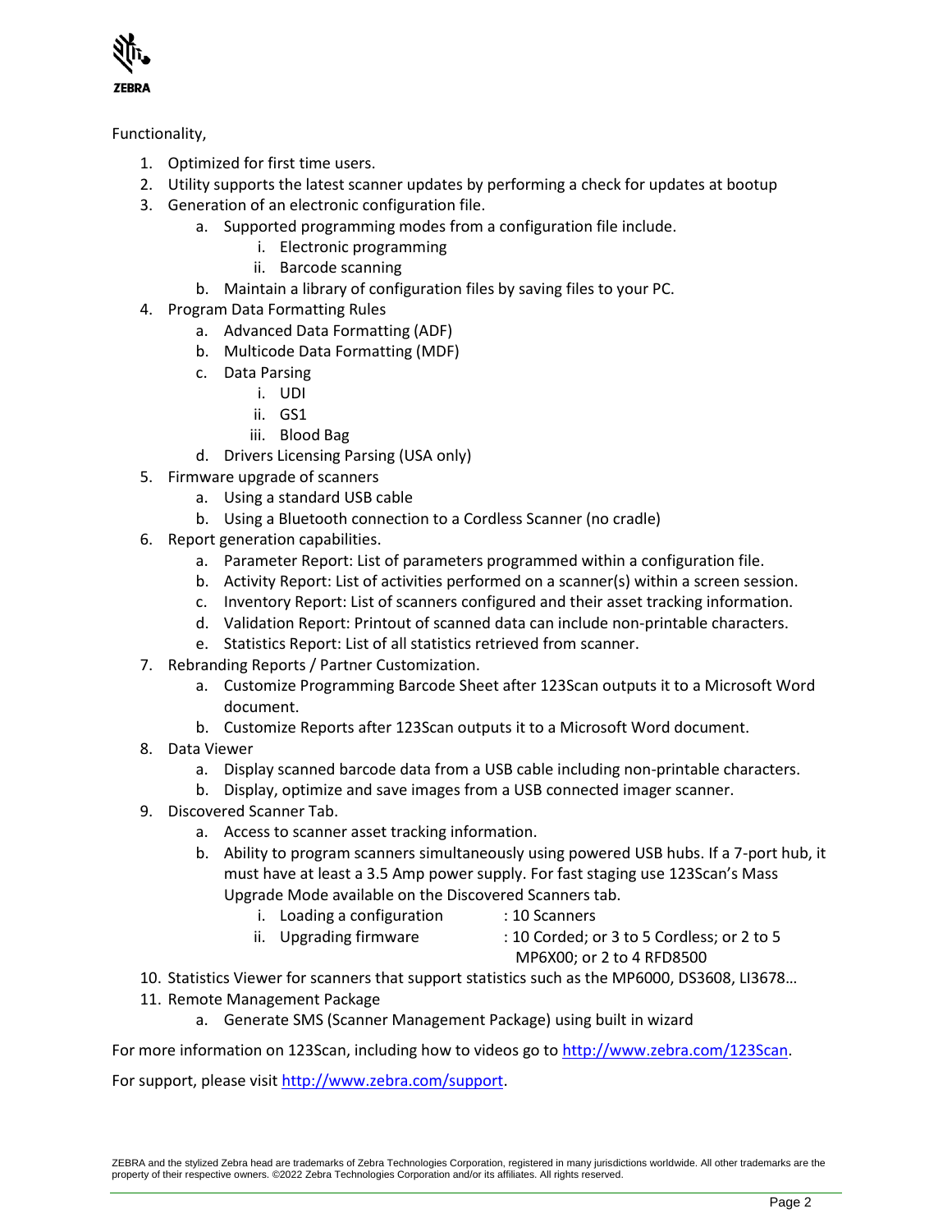Functionality,

1. Optimized for first time users.
2. Utility supports the latest scanner updates by performing a check for updates at bootup
3. Generation of an electronic configuration file.
    a. Supported programming modes from a configuration file include.
        i. Electronic programming
        ii. Barcode scanning
    b. Maintain a library of configuration files by saving files to your PC.
4. Program Data Formatting Rules
    a. Advanced Data Formatting (ADF)
    b. Multicode Data Formatting (MDF)
    c. Data Parsing
        i. UDI
        ii. GS1
        iii. Blood Bag
    d. Drivers Licensing Parsing (USA only)
5. Firmware upgrade of scanners
    a. Using a standard USB cable
    b. Using a Bluetooth connection to a Cordless Scanner (no cradle)
6. Report generation capabilities.
    a. Parameter Report: List of parameters programmed within a configuration file.
    b. Activity Report: List of activities performed on a scanner(s) within a screen session.
    c. Inventory Report: List of scanners configured and their asset tracking information.
    d. Validation Report: Printout of scanned data can include non-printable characters.
    e. Statistics Report: List of all statistics retrieved from scanner.
7. Rebranding Reports / Partner Customization.
    a. Customize Programming Barcode Sheet after 123Scan outputs it to a Microsoft Word document.
    b. Customize Reports after 123Scan outputs it to a Microsoft Word document.
8. Data Viewer
    a. Display scanned barcode data from a USB cable including non-printable characters.
    b. Display, optimize and save images from a USB connected imager scanner.
9. Discovered Scanner Tab.
    a. Access to scanner asset tracking information.
    b. Ability to program scanners simultaneously using powered USB hubs. If a 7-port hub, it must have at least a 3.5 Amp power supply. For fast staging use 123Scan's Mass Upgrade Mode available on the Discovered Scanners tab.
        i. Loading a configuration : 10 Scanners
        ii. Upgrading firmware : 10 Corded; or 3 to 5 Cordless; or 2 to 5 MP6X00; or 2 to 4 RFD8500
10. Statistics Viewer for scanners that support statistics such as the MP6000, DS3608, LI3678…
11. Remote Management Package
    a. Generate SMS (Scanner Management Package) using built in wizard

For more information on 123Scan, including how to videos go to http://www.zebra.com/123Scan.

For support, please visit http://www.zebra.com/support.

ZEBRA and the stylized Zebra head are trademarks of Zebra Technologies Corporation, registered in many jurisdictions worldwide. All other trademarks are the property of their respective owners. ©2022 Zebra Technologies Corporation and/or its affiliates. All rights reserved.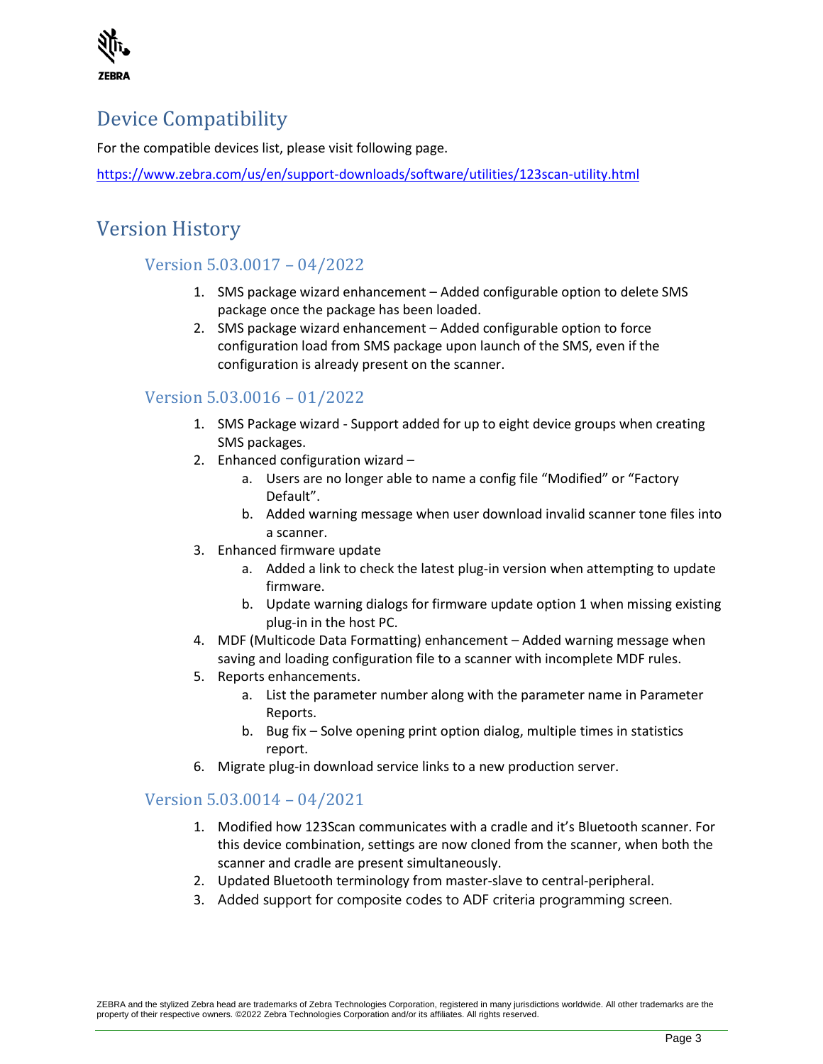# Device Compatibility

For the compatible devices list, please visit following page.

https://www.zebra.com/us/en/support-downloads/software/utilities/123scan-utility.html

# Version History

## Version 5.03.0017 – 04/2022

1. SMS package wizard enhancement – Added configurable option to delete SMS package once the package has been loaded.
2. SMS package wizard enhancement – Added configurable option to force configuration load from SMS package upon launch of the SMS, even if the configuration is already present on the scanner.

## Version 5.03.0016 – 01/2022

1. SMS Package wizard - Support added for up to eight device groups when creating SMS packages.
2. Enhanced configuration wizard –
   a. Users are no longer able to name a config file "Modified" or "Factory Default".
   b. Added warning message when user download invalid scanner tone files into a scanner.
3. Enhanced firmware update
   a. Added a link to check the latest plug-in version when attempting to update firmware.
   b. Update warning dialogs for firmware update option 1 when missing existing plug-in in the host PC.
4. MDF (Multicode Data Formatting) enhancement – Added warning message when saving and loading configuration file to a scanner with incomplete MDF rules.
5. Reports enhancements.
   a. List the parameter number along with the parameter name in Parameter Reports.
   b. Bug fix – Solve opening print option dialog, multiple times in statistics report.
6. Migrate plug-in download service links to a new production server.

## Version 5.03.0014 – 04/2021

1. Modified how 123Scan communicates with a cradle and it's Bluetooth scanner. For this device combination, settings are now cloned from the scanner, when both the scanner and cradle are present simultaneously.
2. Updated Bluetooth terminology from master-slave to central-peripheral.
3. Added support for composite codes to ADF criteria programming screen.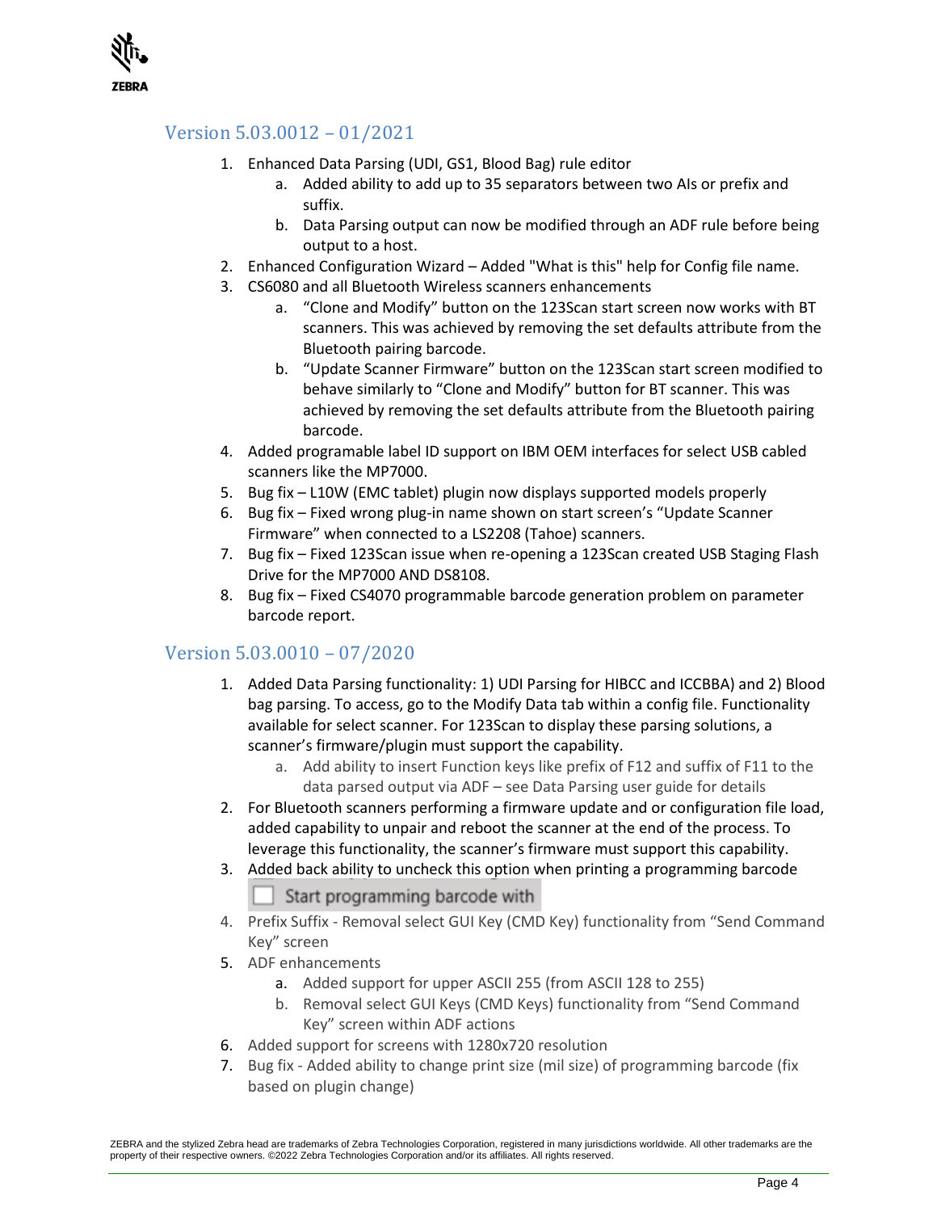## Version 5.03.0012 – 01/2021

1. Enhanced Data Parsing (UDI, GS1, Blood Bag) rule editor
   a. Added ability to add up to 35 separators between two AIs or prefix and suffix.
   b. Data Parsing output can now be modified through an ADF rule before being output to a host.
2. Enhanced Configuration Wizard – Added "What is this" help for Config file name.
3. CS6080 and all Bluetooth Wireless scanners enhancements
   a. "Clone and Modify" button on the 123Scan start screen now works with BT scanners. This was achieved by removing the set defaults attribute from the Bluetooth pairing barcode.
   b. "Update Scanner Firmware" button on the 123Scan start screen modified to behave similarly to "Clone and Modify" button for BT scanner. This was achieved by removing the set defaults attribute from the Bluetooth pairing barcode.
4. Added programable label ID support on IBM OEM interfaces for select USB cabled scanners like the MP7000.
5. Bug fix – L10W (EMC tablet) plugin now displays supported models properly
6. Bug fix – Fixed wrong plug-in name shown on start screen's "Update Scanner Firmware" when connected to a LS2208 (Tahoe) scanners.
7. Bug fix – Fixed 123Scan issue when re-opening a 123Scan created USB Staging Flash Drive for the MP7000 AND DS8108.
8. Bug fix – Fixed CS4070 programmable barcode generation problem on parameter barcode report.

## Version 5.03.0010 – 07/2020

1. Added Data Parsing functionality: 1) UDI Parsing for HIBCC and ICCBBA) and 2) Blood bag parsing. To access, go to the Modify Data tab within a config file. Functionality available for select scanner. For 123Scan to display these parsing solutions, a scanner's firmware/plugin must support the capability.
   a. Add ability to insert Function keys like prefix of F12 and suffix of F11 to the data parsed output via ADF – see Data Parsing user guide for details
2. For Bluetooth scanners performing a firmware update and or configuration file load, added capability to unpair and reboot the scanner at the end of the process. To leverage this functionality, the scanner's firmware must support this capability.
3. Added back ability to uncheck this option when printing a programming barcode
   ☐ Start programming barcode with
4. Prefix Suffix - Removal select GUI Key (CMD Key) functionality from "Send Command Key" screen
5. ADF enhancements
   a. Added support for upper ASCII 255 (from ASCII 128 to 255)
   b. Removal select GUI Keys (CMD Keys) functionality from "Send Command Key" screen within ADF actions
6. Added support for screens with 1280x720 resolution
7. Bug fix - Added ability to change print size (mil size) of programming barcode (fix based on plugin change)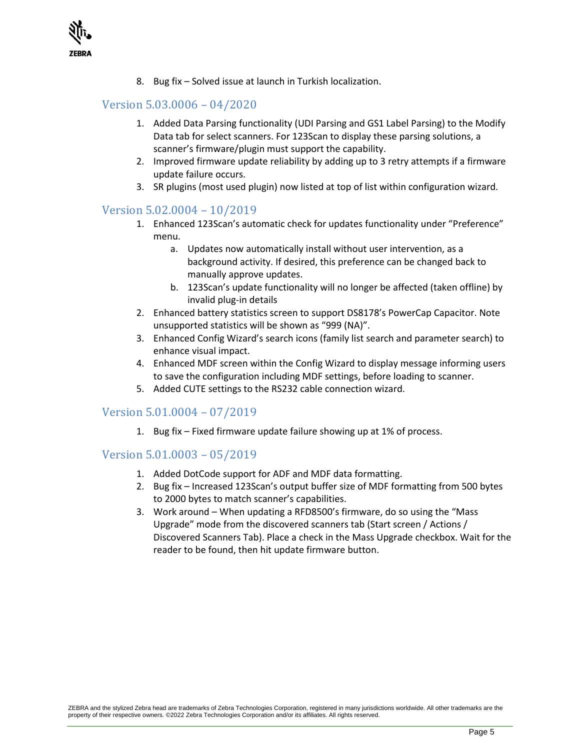8. Bug fix – Solved issue at launch in Turkish localization.

## Version 5.03.0006 – 04/2020

1. Added Data Parsing functionality (UDI Parsing and GS1 Label Parsing) to the Modify Data tab for select scanners. For 123Scan to display these parsing solutions, a scanner's firmware/plugin must support the capability.
2. Improved firmware update reliability by adding up to 3 retry attempts if a firmware update failure occurs.
3. SR plugins (most used plugin) now listed at top of list within configuration wizard.

## Version 5.02.0004 – 10/2019

1. Enhanced 123Scan's automatic check for updates functionality under "Preference" menu.
    a. Updates now automatically install without user intervention, as a background activity. If desired, this preference can be changed back to manually approve updates.
    b. 123Scan's update functionality will no longer be affected (taken offline) by invalid plug-in details
2. Enhanced battery statistics screen to support DS8178's PowerCap Capacitor. Note unsupported statistics will be shown as "999 (NA)".
3. Enhanced Config Wizard's search icons (family list search and parameter search) to enhance visual impact.
4. Enhanced MDF screen within the Config Wizard to display message informing users to save the configuration including MDF settings, before loading to scanner.
5. Added CUTE settings to the RS232 cable connection wizard.

## Version 5.01.0004 – 07/2019

1. Bug fix – Fixed firmware update failure showing up at 1% of process.

## Version 5.01.0003 – 05/2019

1. Added DotCode support for ADF and MDF data formatting.
2. Bug fix – Increased 123Scan's output buffer size of MDF formatting from 500 bytes to 2000 bytes to match scanner's capabilities.
3. Work around – When updating a RFD8500's firmware, do so using the "Mass Upgrade" mode from the discovered scanners tab (Start screen / Actions / Discovered Scanners Tab). Place a check in the Mass Upgrade checkbox. Wait for the reader to be found, then hit update firmware button.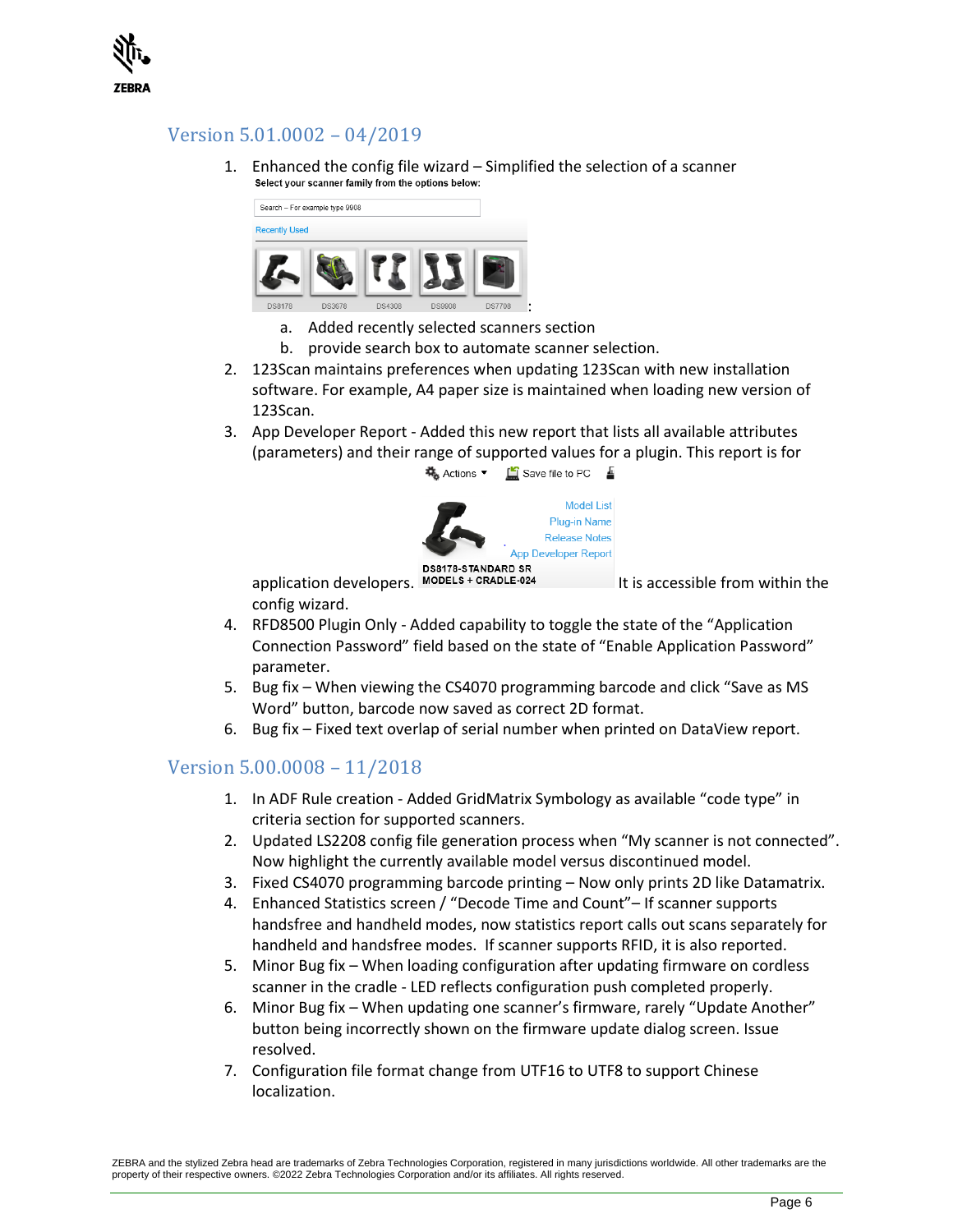## Version 5.01.0002 – 04/2019

1. Enhanced the config file wizard – Simplified the selection of a scanner:
   a. Added recently selected scanners section
   b. provide search box to automate scanner selection.
2. 123Scan maintains preferences when updating 123Scan with new installation software. For example, A4 paper size is maintained when loading new version of 123Scan.
3. App Developer Report - Added this new report that lists all available attributes (parameters) and their range of supported values for a plugin. This report is for application developers. It is accessible from within the config wizard.
4. RFD8500 Plugin Only - Added capability to toggle the state of the "Application Connection Password" field based on the state of "Enable Application Password" parameter.
5. Bug fix – When viewing the CS4070 programming barcode and click "Save as MS Word" button, barcode now saved as correct 2D format.
6. Bug fix – Fixed text overlap of serial number when printed on DataView report.

## Version 5.00.0008 – 11/2018

1. In ADF Rule creation - Added GridMatrix Symbology as available "code type" in criteria section for supported scanners.
2. Updated LS2208 config file generation process when "My scanner is not connected". Now highlight the currently available model versus discontinued model.
3. Fixed CS4070 programming barcode printing – Now only prints 2D like Datamatrix.
4. Enhanced Statistics screen / "Decode Time and Count"– If scanner supports handsfree and handheld modes, now statistics report calls out scans separately for handheld and handsfree modes. If scanner supports RFID, it is also reported.
5. Minor Bug fix – When loading configuration after updating firmware on cordless scanner in the cradle - LED reflects configuration push completed properly.
6. Minor Bug fix – When updating one scanner's firmware, rarely "Update Another" button being incorrectly shown on the firmware update dialog screen. Issue resolved.
7. Configuration file format change from UTF16 to UTF8 to support Chinese localization.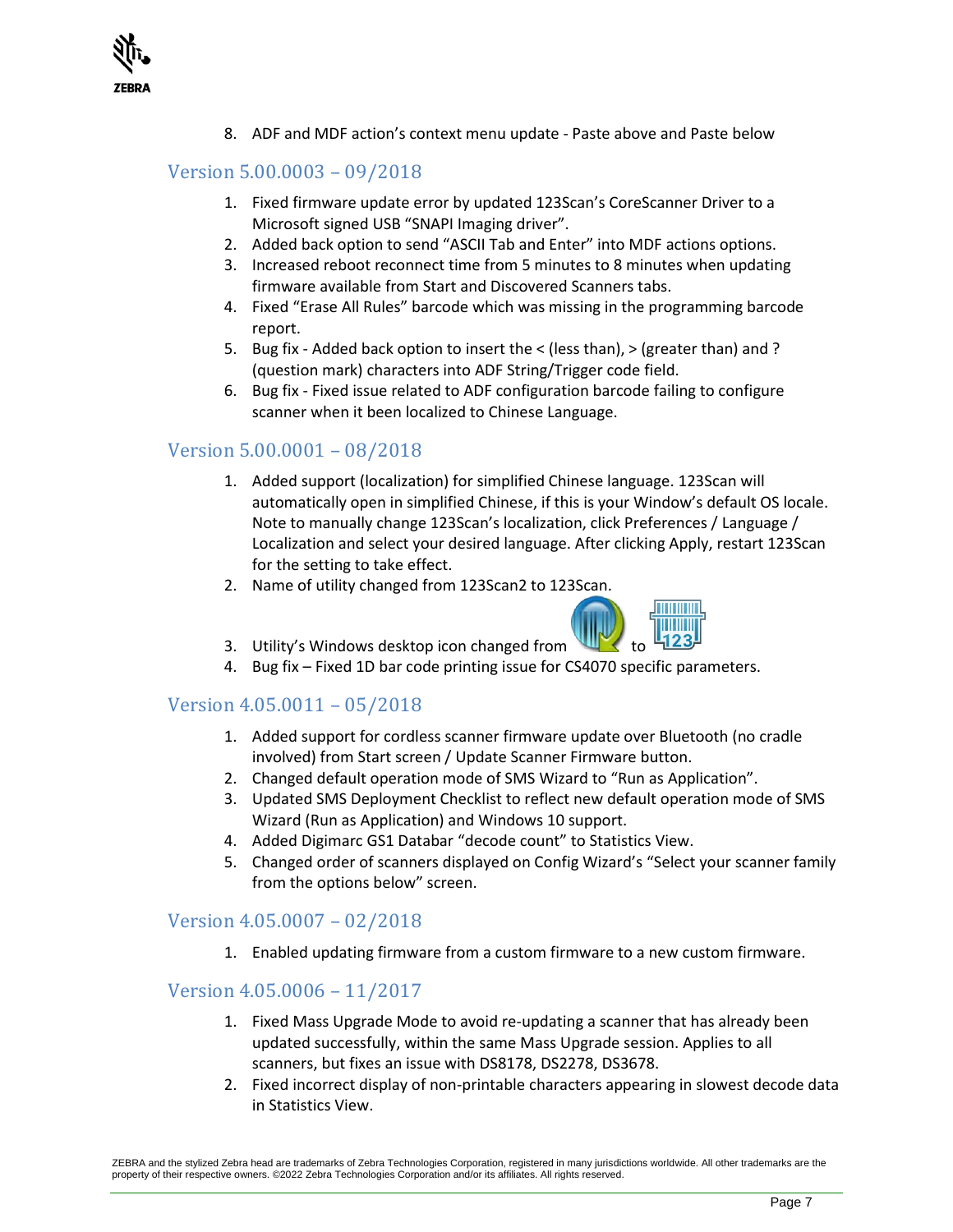8. ADF and MDF action's context menu update - Paste above and Paste below

## Version 5.00.0003 – 09/2018

1. Fixed firmware update error by updated 123Scan's CoreScanner Driver to a Microsoft signed USB "SNAPI Imaging driver".
2. Added back option to send "ASCII Tab and Enter" into MDF actions options.
3. Increased reboot reconnect time from 5 minutes to 8 minutes when updating firmware available from Start and Discovered Scanners tabs.
4. Fixed "Erase All Rules" barcode which was missing in the programming barcode report.
5. Bug fix - Added back option to insert the < (less than), > (greater than) and ? (question mark) characters into ADF String/Trigger code field.
6. Bug fix - Fixed issue related to ADF configuration barcode failing to configure scanner when it been localized to Chinese Language.

## Version 5.00.0001 – 08/2018

1. Added support (localization) for simplified Chinese language. 123Scan will automatically open in simplified Chinese, if this is your Window's default OS locale. Note to manually change 123Scan's localization, click Preferences / Language / Localization and select your desired language. After clicking Apply, restart 123Scan for the setting to take effect.
2. Name of utility changed from 123Scan2 to 123Scan.
3. Utility's Windows desktop icon changed from to
4. Bug fix – Fixed 1D bar code printing issue for CS4070 specific parameters.

## Version 4.05.0011 – 05/2018

1. Added support for cordless scanner firmware update over Bluetooth (no cradle involved) from Start screen / Update Scanner Firmware button.
2. Changed default operation mode of SMS Wizard to "Run as Application".
3. Updated SMS Deployment Checklist to reflect new default operation mode of SMS Wizard (Run as Application) and Windows 10 support.
4. Added Digimarc GS1 Databar "decode count" to Statistics View.
5. Changed order of scanners displayed on Config Wizard's "Select your scanner family from the options below" screen.

## Version 4.05.0007 – 02/2018

1. Enabled updating firmware from a custom firmware to a new custom firmware.

## Version 4.05.0006 – 11/2017

1. Fixed Mass Upgrade Mode to avoid re-updating a scanner that has already been updated successfully, within the same Mass Upgrade session. Applies to all scanners, but fixes an issue with DS8178, DS2278, DS3678.
2. Fixed incorrect display of non-printable characters appearing in slowest decode data in Statistics View.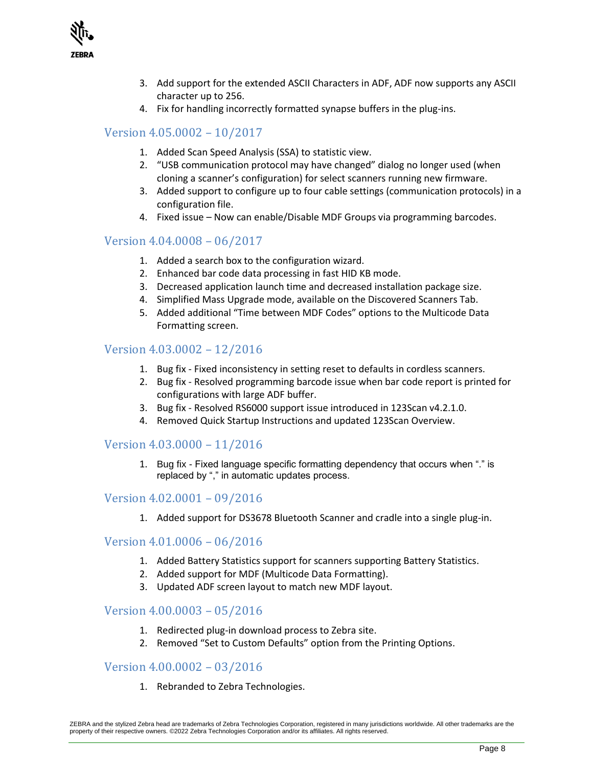3. Add support for the extended ASCII Characters in ADF, ADF now supports any ASCII character up to 256.
4. Fix for handling incorrectly formatted synapse buffers in the plug-ins.

## Version 4.05.0002 – 10/2017

1. Added Scan Speed Analysis (SSA) to statistic view.
2. "USB communication protocol may have changed" dialog no longer used (when cloning a scanner's configuration) for select scanners running new firmware.
3. Added support to configure up to four cable settings (communication protocols) in a configuration file.
4. Fixed issue – Now can enable/Disable MDF Groups via programming barcodes.

## Version 4.04.0008 – 06/2017

1. Added a search box to the configuration wizard.
2. Enhanced bar code data processing in fast HID KB mode.
3. Decreased application launch time and decreased installation package size.
4. Simplified Mass Upgrade mode, available on the Discovered Scanners Tab.
5. Added additional "Time between MDF Codes" options to the Multicode Data Formatting screen.

## Version 4.03.0002 – 12/2016

1. Bug fix - Fixed inconsistency in setting reset to defaults in cordless scanners.
2. Bug fix - Resolved programming barcode issue when bar code report is printed for configurations with large ADF buffer.
3. Bug fix - Resolved RS6000 support issue introduced in 123Scan v4.2.1.0.
4. Removed Quick Startup Instructions and updated 123Scan Overview.

## Version 4.03.0000 – 11/2016

1. Bug fix - Fixed language specific formatting dependency that occurs when "." is replaced by "," in automatic updates process.

## Version 4.02.0001 – 09/2016

1. Added support for DS3678 Bluetooth Scanner and cradle into a single plug-in.

## Version 4.01.0006 – 06/2016

1. Added Battery Statistics support for scanners supporting Battery Statistics.
2. Added support for MDF (Multicode Data Formatting).
3. Updated ADF screen layout to match new MDF layout.

## Version 4.00.0003 – 05/2016

1. Redirected plug-in download process to Zebra site.
2. Removed "Set to Custom Defaults" option from the Printing Options.

## Version 4.00.0002 – 03/2016

1. Rebranded to Zebra Technologies.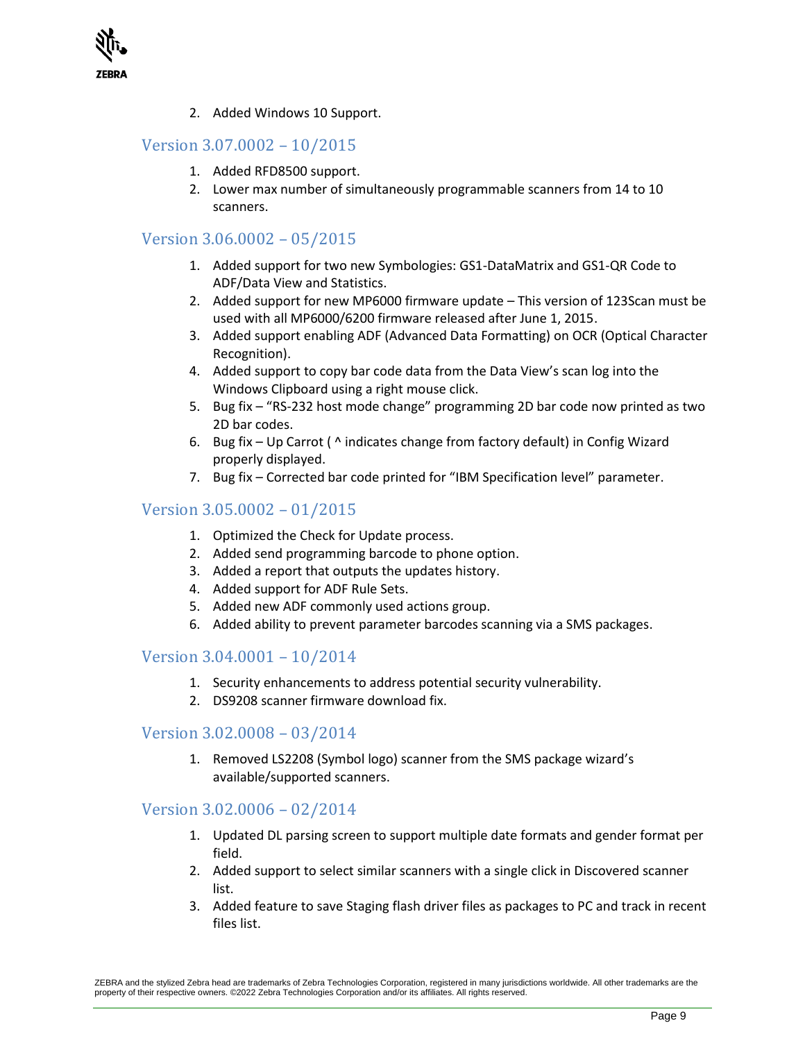2. Added Windows 10 Support.

## Version 3.07.0002 – 10/2015

1. Added RFD8500 support.
2. Lower max number of simultaneously programmable scanners from 14 to 10 scanners.

## Version 3.06.0002 – 05/2015

1. Added support for two new Symbologies: GS1-DataMatrix and GS1-QR Code to ADF/Data View and Statistics.
2. Added support for new MP6000 firmware update – This version of 123Scan must be used with all MP6000/6200 firmware released after June 1, 2015.
3. Added support enabling ADF (Advanced Data Formatting) on OCR (Optical Character Recognition).
4. Added support to copy bar code data from the Data View's scan log into the Windows Clipboard using a right mouse click.
5. Bug fix – "RS-232 host mode change" programming 2D bar code now printed as two 2D bar codes.
6. Bug fix – Up Carrot ( ^ indicates change from factory default) in Config Wizard properly displayed.
7. Bug fix – Corrected bar code printed for "IBM Specification level" parameter.

## Version 3.05.0002 – 01/2015

1. Optimized the Check for Update process.
2. Added send programming barcode to phone option.
3. Added a report that outputs the updates history.
4. Added support for ADF Rule Sets.
5. Added new ADF commonly used actions group.
6. Added ability to prevent parameter barcodes scanning via a SMS packages.

## Version 3.04.0001 – 10/2014

1. Security enhancements to address potential security vulnerability.
2. DS9208 scanner firmware download fix.

## Version 3.02.0008 – 03/2014

1. Removed LS2208 (Symbol logo) scanner from the SMS package wizard's available/supported scanners.

## Version 3.02.0006 – 02/2014

1. Updated DL parsing screen to support multiple date formats and gender format per field.
2. Added support to select similar scanners with a single click in Discovered scanner list.
3. Added feature to save Staging flash driver files as packages to PC and track in recent files list.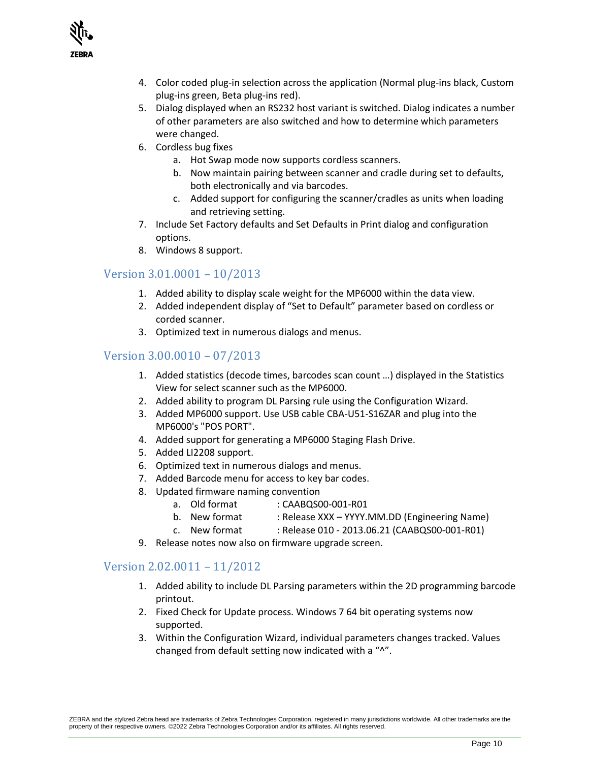4. Color coded plug-in selection across the application (Normal plug-ins black, Custom plug-ins green, Beta plug-ins red).
5. Dialog displayed when an RS232 host variant is switched. Dialog indicates a number of other parameters are also switched and how to determine which parameters were changed.
6. Cordless bug fixes
   a. Hot Swap mode now supports cordless scanners.
   b. Now maintain pairing between scanner and cradle during set to defaults, both electronically and via barcodes.
   c. Added support for configuring the scanner/cradles as units when loading and retrieving setting.
7. Include Set Factory defaults and Set Defaults in Print dialog and configuration options.
8. Windows 8 support.

## Version 3.01.0001 – 10/2013

1. Added ability to display scale weight for the MP6000 within the data view.
2. Added independent display of "Set to Default" parameter based on cordless or corded scanner.
3. Optimized text in numerous dialogs and menus.

## Version 3.00.0010 – 07/2013

1. Added statistics (decode times, barcodes scan count …) displayed in the Statistics View for select scanner such as the MP6000.
2. Added ability to program DL Parsing rule using the Configuration Wizard.
3. Added MP6000 support. Use USB cable CBA-U51-S16ZAR and plug into the MP6000's "POS PORT".
4. Added support for generating a MP6000 Staging Flash Drive.
5. Added LI2208 support.
6. Optimized text in numerous dialogs and menus.
7. Added Barcode menu for access to key bar codes.
8. Updated firmware naming convention
   a. Old format : CAABQS00-001-R01
   b. New format : Release XXX – YYYY.MM.DD (Engineering Name)
   c. New format : Release 010 - 2013.06.21 (CAABQS00-001-R01)
9. Release notes now also on firmware upgrade screen.

## Version 2.02.0011 – 11/2012

1. Added ability to include DL Parsing parameters within the 2D programming barcode printout.
2. Fixed Check for Update process. Windows 7 64 bit operating systems now supported.
3. Within the Configuration Wizard, individual parameters changes tracked. Values changed from default setting now indicated with a "^".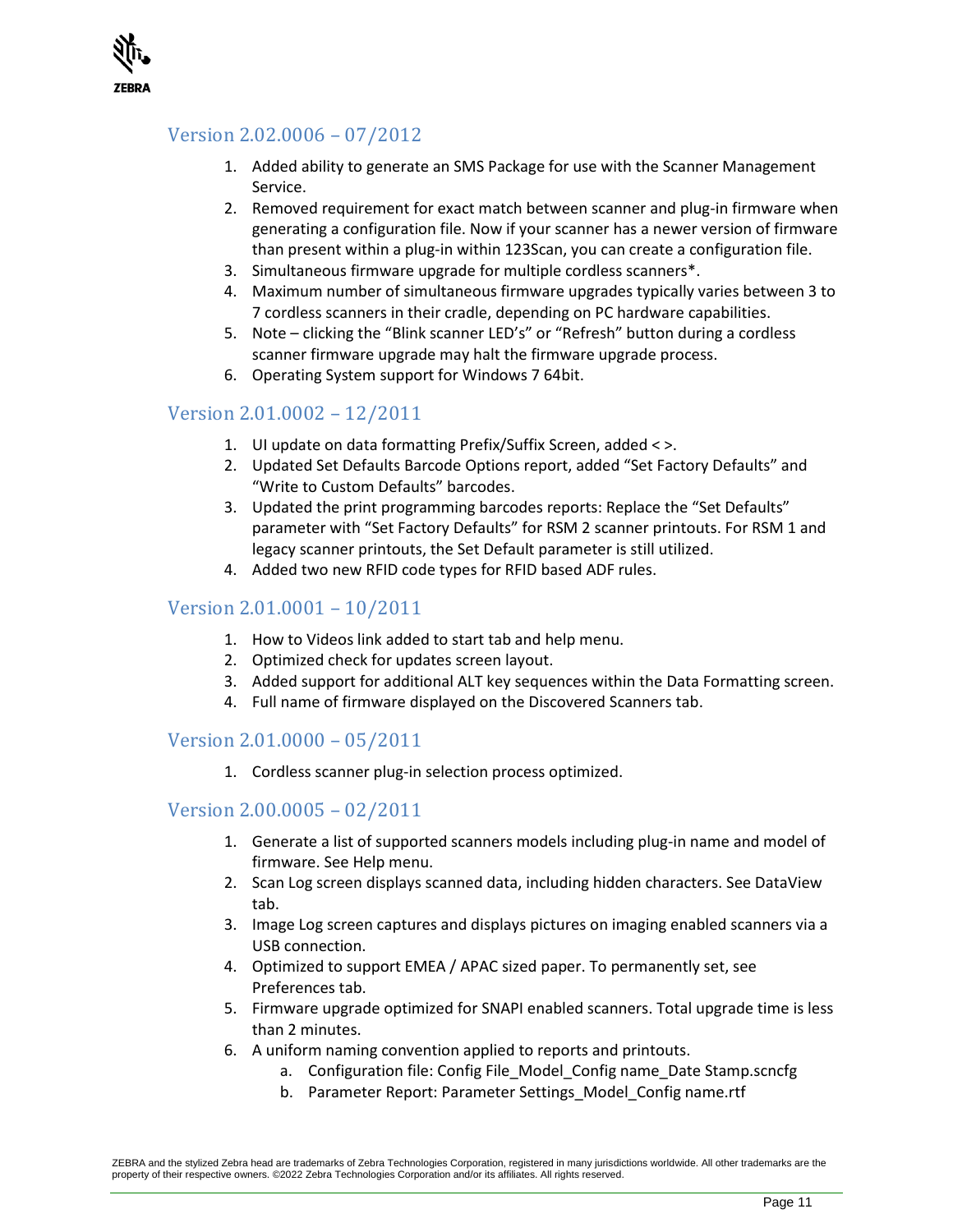## Version 2.02.0006 – 07/2012

1. Added ability to generate an SMS Package for use with the Scanner Management Service.
2. Removed requirement for exact match between scanner and plug-in firmware when generating a configuration file. Now if your scanner has a newer version of firmware than present within a plug-in within 123Scan, you can create a configuration file.
3. Simultaneous firmware upgrade for multiple cordless scanners*.
4. Maximum number of simultaneous firmware upgrades typically varies between 3 to 7 cordless scanners in their cradle, depending on PC hardware capabilities.
5. Note – clicking the "Blink scanner LED's" or "Refresh" button during a cordless scanner firmware upgrade may halt the firmware upgrade process.
6. Operating System support for Windows 7 64bit.

## Version 2.01.0002 – 12/2011

1. UI update on data formatting Prefix/Suffix Screen, added < >.
2. Updated Set Defaults Barcode Options report, added "Set Factory Defaults" and "Write to Custom Defaults" barcodes.
3. Updated the print programming barcodes reports: Replace the "Set Defaults" parameter with "Set Factory Defaults" for RSM 2 scanner printouts. For RSM 1 and legacy scanner printouts, the Set Default parameter is still utilized.
4. Added two new RFID code types for RFID based ADF rules.

## Version 2.01.0001 – 10/2011

1. How to Videos link added to start tab and help menu.
2. Optimized check for updates screen layout.
3. Added support for additional ALT key sequences within the Data Formatting screen.
4. Full name of firmware displayed on the Discovered Scanners tab.

## Version 2.01.0000 – 05/2011

1. Cordless scanner plug-in selection process optimized.

## Version 2.00.0005 – 02/2011

1. Generate a list of supported scanners models including plug-in name and model of firmware. See Help menu.
2. Scan Log screen displays scanned data, including hidden characters. See DataView tab.
3. Image Log screen captures and displays pictures on imaging enabled scanners via a USB connection.
4. Optimized to support EMEA / APAC sized paper. To permanently set, see Preferences tab.
5. Firmware upgrade optimized for SNAPI enabled scanners. Total upgrade time is less than 2 minutes.
6. A uniform naming convention applied to reports and printouts.
   a. Configuration file: Config File_Model_Config name_Date Stamp.scncfg
   b. Parameter Report: Parameter Settings_Model_Config name.rtf

ZEBRA and the stylized Zebra head are trademarks of Zebra Technologies Corporation, registered in many jurisdictions worldwide. All other trademarks are the property of their respective owners. ©2022 Zebra Technologies Corporation and/or its affiliates. All rights reserved.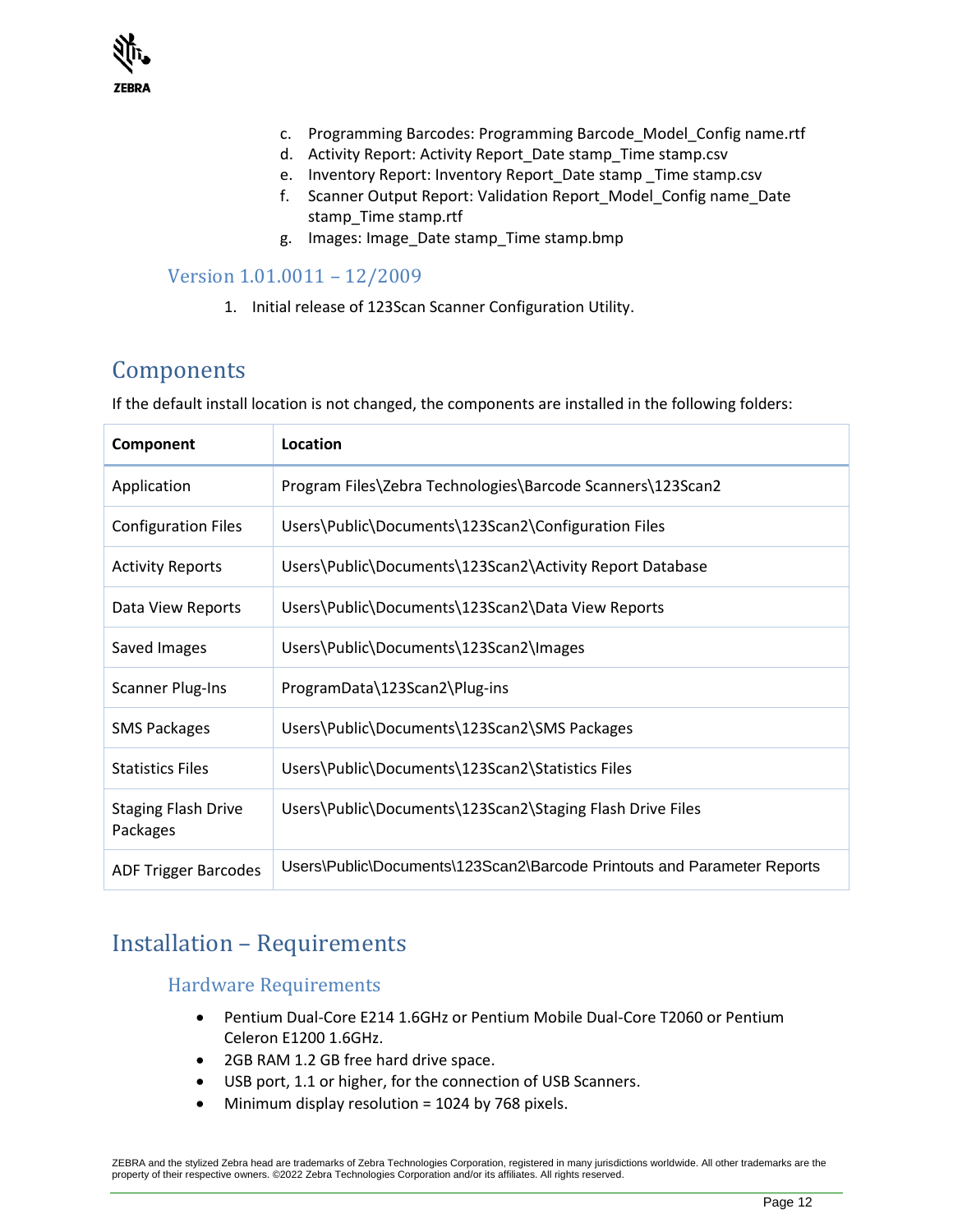c. Programming Barcodes: Programming Barcode_Model_Config name.rtf
d. Activity Report: Activity Report_Date stamp_Time stamp.csv
e. Inventory Report: Inventory Report_Date stamp _Time stamp.csv
f. Scanner Output Report: Validation Report_Model_Config name_Date stamp_Time stamp.rtf
g. Images: Image_Date stamp_Time stamp.bmp

### Version 1.01.0011 – 12/2009

1. Initial release of 123Scan Scanner Configuration Utility.

## Components

If the default install location is not changed, the components are installed in the following folders:

| Component | Location |
|---|---|
| Application | Program Files\Zebra Technologies\Barcode Scanners\123Scan2 |
| Configuration Files | Users\Public\Documents\123Scan2\Configuration Files |
| Activity Reports | Users\Public\Documents\123Scan2\Activity Report Database |
| Data View Reports | Users\Public\Documents\123Scan2\Data View Reports |
| Saved Images | Users\Public\Documents\123Scan2\Images |
| Scanner Plug-Ins | ProgramData\123Scan2\Plug-ins |
| SMS Packages | Users\Public\Documents\123Scan2\SMS Packages |
| Statistics Files | Users\Public\Documents\123Scan2\Statistics Files |
| Staging Flash Drive Packages | Users\Public\Documents\123Scan2\Staging Flash Drive Files |
| ADF Trigger Barcodes | Users\Public\Documents\123Scan2\Barcode Printouts and Parameter Reports |

## Installation – Requirements

### Hardware Requirements

- Pentium Dual-Core E214 1.6GHz or Pentium Mobile Dual-Core T2060 or Pentium Celeron E1200 1.6GHz.
- 2GB RAM 1.2 GB free hard drive space.
- USB port, 1.1 or higher, for the connection of USB Scanners.
- Minimum display resolution = 1024 by 768 pixels.

ZEBRA and the stylized Zebra head are trademarks of Zebra Technologies Corporation, registered in many jurisdictions worldwide. All other trademarks are the property of their respective owners. ©2022 Zebra Technologies Corporation and/or its affiliates. All rights reserved.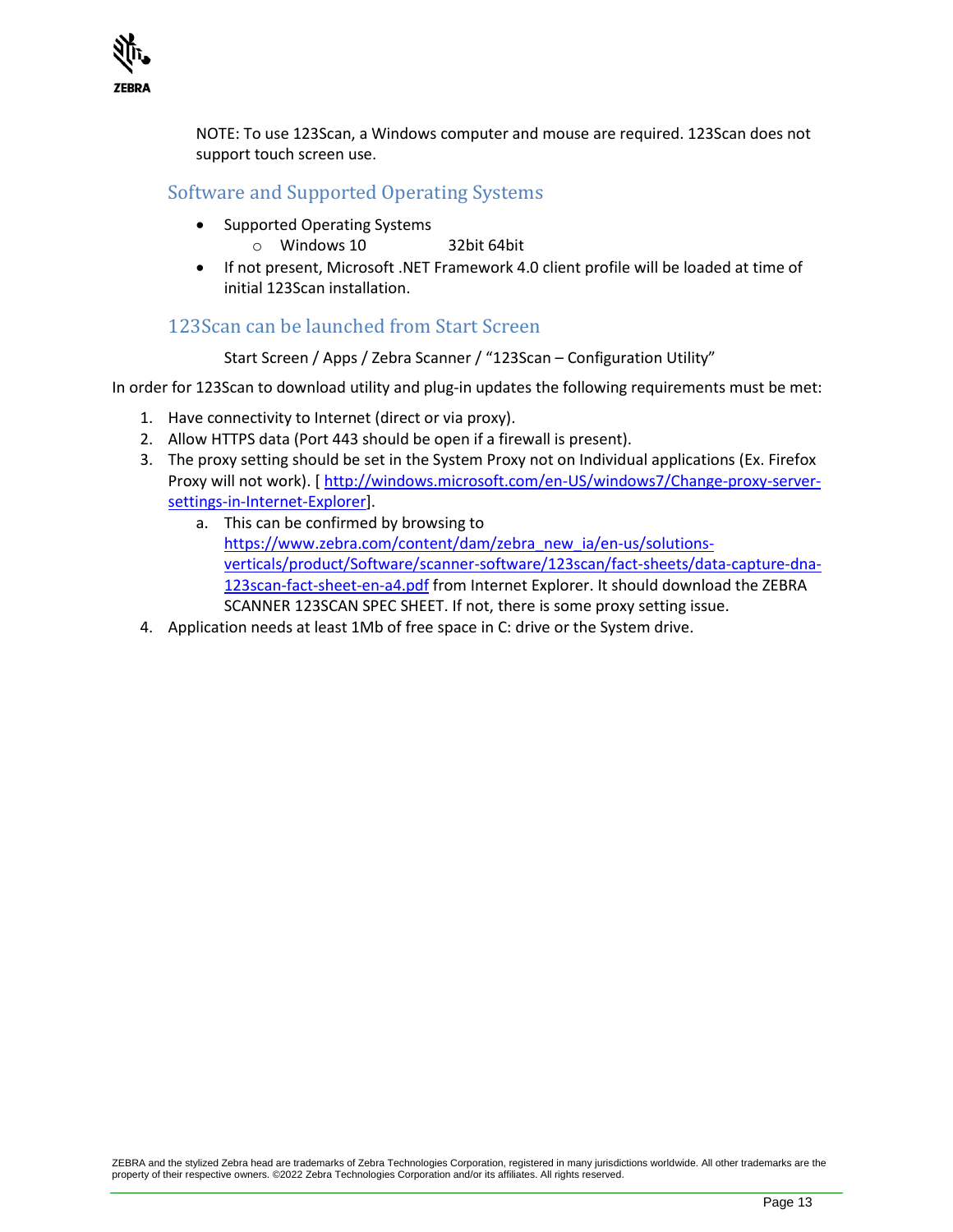NOTE: To use 123Scan, a Windows computer and mouse are required. 123Scan does not support touch screen use.

## Software and Supported Operating Systems

- Supported Operating Systems
  - Windows 10 32bit 64bit
- If not present, Microsoft .NET Framework 4.0 client profile will be loaded at time of initial 123Scan installation.

## 123Scan can be launched from Start Screen

Start Screen / Apps / Zebra Scanner / "123Scan – Configuration Utility"

In order for 123Scan to download utility and plug-in updates the following requirements must be met:

1. Have connectivity to Internet (direct or via proxy).
2. Allow HTTPS data (Port 443 should be open if a firewall is present).
3. The proxy setting should be set in the System Proxy not on Individual applications (Ex. Firefox Proxy will not work). [ http://windows.microsoft.com/en-US/windows7/Change-proxy-server-settings-in-Internet-Explorer].
   a. This can be confirmed by browsing to https://www.zebra.com/content/dam/zebra_new_ia/en-us/solutions-verticals/product/Software/scanner-software/123scan/fact-sheets/data-capture-dna-123scan-fact-sheet-en-a4.pdf from Internet Explorer. It should download the ZEBRA SCANNER 123SCAN SPEC SHEET. If not, there is some proxy setting issue.
4. Application needs at least 1Mb of free space in C: drive or the System drive.